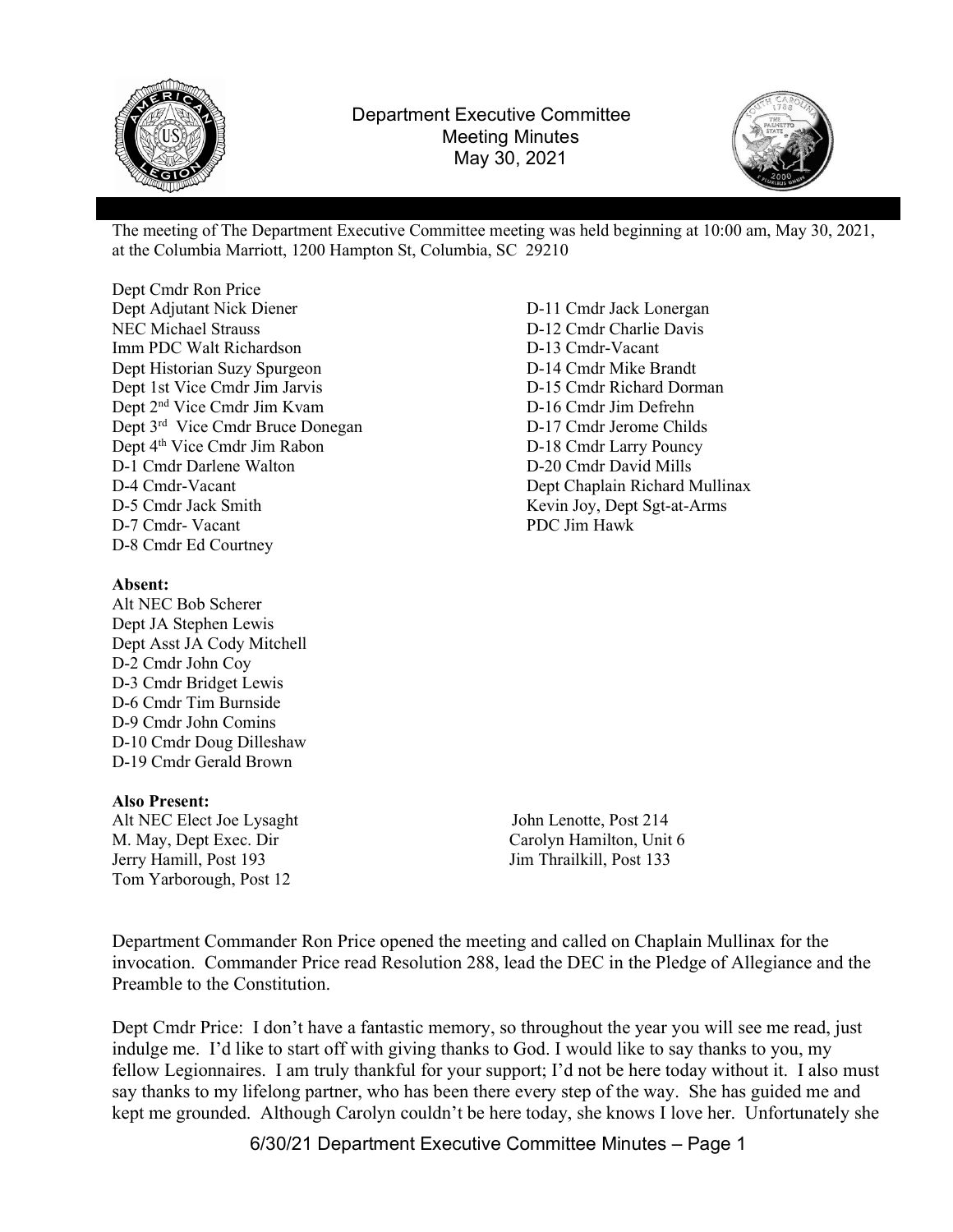# Department Executive Committee
## Meeting Minutes
### May 30, 2021

The meeting of The Department Executive Committee meeting was held beginning at 10:00 am, May 30, 2021, at the Columbia Marriott, 1200 Hampton St, Columbia, SC 29210

Dept Cmdr Ron Price
Dept Adjutant Nick Diener
NEC Michael Strauss
Imm PDC Walt Richardson
Dept Historian Suzy Spurgeon
Dept 1st Vice Cmdr Jim Jarvis
Dept 2nd Vice Cmdr Jim Kvam
Dept 3rd Vice Cmdr Bruce Donegan
Dept 4th Vice Cmdr Jim Rabon
D-1 Cmdr Darlene Walton
D-4 Cmdr-Vacant
D-5 Cmdr Jack Smith
D-7 Cmdr- Vacant
D-8 Cmdr Ed Courtney
D-11 Cmdr Jack Lonergan
D-12 Cmdr Charlie Davis
D-13 Cmdr-Vacant
D-14 Cmdr Mike Brandt
D-15 Cmdr Richard Dorman
D-16 Cmdr Jim Defrehn
D-17 Cmdr Jerome Childs
D-18 Cmdr Larry Pouncy
D-20 Cmdr David Mills
Dept Chaplain Richard Mullinax
Kevin Joy, Dept Sgt-at-Arms
PDC Jim Hawk

**Absent:**

Alt NEC Bob Scherer
Dept JA Stephen Lewis
Dept Asst JA Cody Mitchell
D-2 Cmdr John Coy
D-3 Cmdr Bridget Lewis
D-6 Cmdr Tim Burnside
D-9 Cmdr John Comins
D-10 Cmdr Doug Dilleshaw
D-19 Cmdr Gerald Brown

**Also Present:**

Alt NEC Elect Joe Lysaght
M. May, Dept Exec. Dir
Jerry Hamill, Post 193
Tom Yarborough, Post 12
John Lenotte, Post 214
Carolyn Hamilton, Unit 6
Jim Thrailkill, Post 133

Department Commander Ron Price opened the meeting and called on Chaplain Mullinax for the invocation. Commander Price read Resolution 288, lead the DEC in the Pledge of Allegiance and the Preamble to the Constitution.

Dept Cmdr Price: I don't have a fantastic memory, so throughout the year you will see me read, just indulge me. I'd like to start off with giving thanks to God. I would like to say thanks to you, my fellow Legionnaires. I am truly thankful for your support; I'd not be here today without it. I also must say thanks to my lifelong partner, who has been there every step of the way. She has guided me and kept me grounded. Although Carolyn couldn't be here today, she knows I love her. Unfortunately she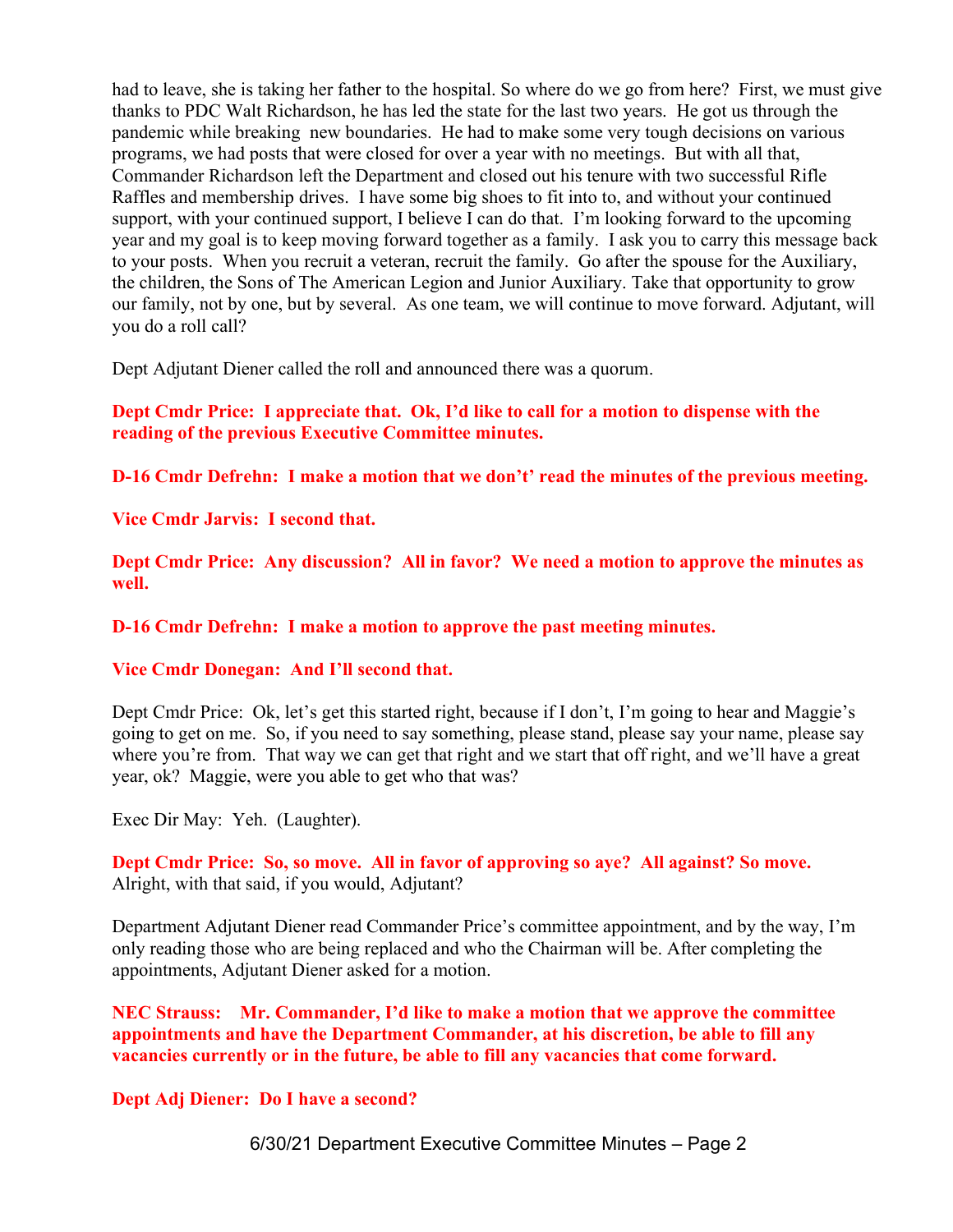had to leave, she is taking her father to the hospital. So where do we go from here? First, we must give thanks to PDC Walt Richardson, he has led the state for the last two years. He got us through the pandemic while breaking new boundaries. He had to make some very tough decisions on various programs, we had posts that were closed for over a year with no meetings. But with all that, Commander Richardson left the Department and closed out his tenure with two successful Rifle Raffles and membership drives. I have some big shoes to fit into to, and without your continued support, with your continued support, I believe I can do that. I'm looking forward to the upcoming year and my goal is to keep moving forward together as a family. I ask you to carry this message back to your posts. When you recruit a veteran, recruit the family. Go after the spouse for the Auxiliary, the children, the Sons of The American Legion and Junior Auxiliary. Take that opportunity to grow our family, not by one, but by several. As one team, we will continue to move forward. Adjutant, will you do a roll call?

Dept Adjutant Diener called the roll and announced there was a quorum.

**Dept Cmdr Price: I appreciate that. Ok, I'd like to call for a motion to dispense with the reading of the previous Executive Committee minutes.**

**D-16 Cmdr Defrehn: I make a motion that we don't' read the minutes of the previous meeting.**

**Vice Cmdr Jarvis: I second that.**

**Dept Cmdr Price: Any discussion? All in favor? We need a motion to approve the minutes as well.**

**D-16 Cmdr Defrehn: I make a motion to approve the past meeting minutes.**

**Vice Cmdr Donegan: And I'll second that.**

Dept Cmdr Price: Ok, let's get this started right, because if I don't, I'm going to hear and Maggie's going to get on me. So, if you need to say something, please stand, please say your name, please say where you're from. That way we can get that right and we start that off right, and we'll have a great year, ok? Maggie, were you able to get who that was?

Exec Dir May: Yeh. (Laughter).

**Dept Cmdr Price: So, so move. All in favor of approving so aye? All against? So move.** Alright, with that said, if you would, Adjutant?

Department Adjutant Diener read Commander Price's committee appointment, and by the way, I'm only reading those who are being replaced and who the Chairman will be. After completing the appointments, Adjutant Diener asked for a motion.

**NEC Strauss: Mr. Commander, I'd like to make a motion that we approve the committee appointments and have the Department Commander, at his discretion, be able to fill any vacancies currently or in the future, be able to fill any vacancies that come forward.**

**Dept Adj Diener: Do I have a second?**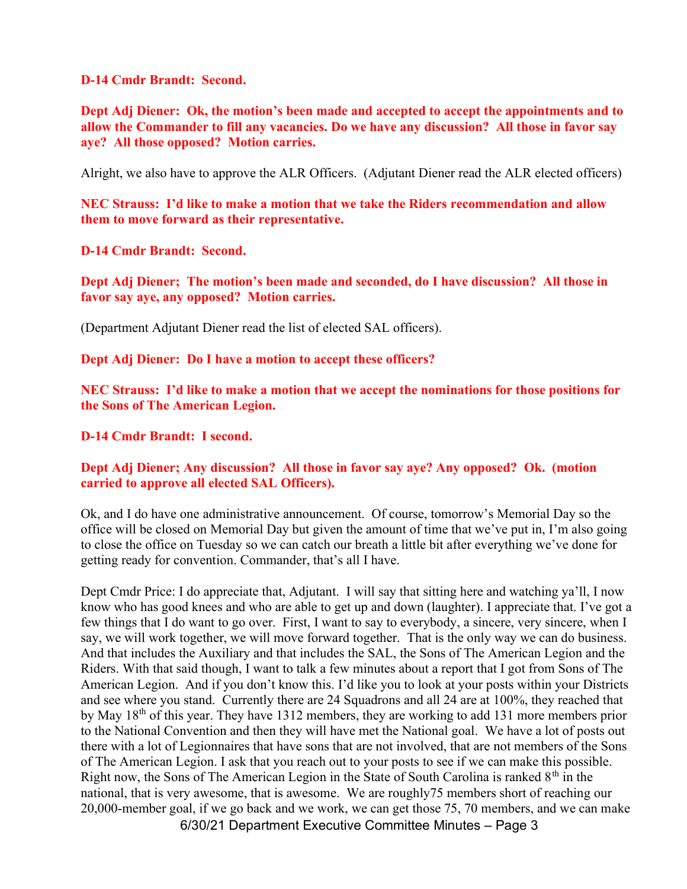**D-14 Cmdr Brandt: Second.**

**Dept Adj Diener: Ok, the motion's been made and accepted to accept the appointments and to allow the Commander to fill any vacancies. Do we have any discussion? All those in favor say aye? All those opposed? Motion carries.**

Alright, we also have to approve the ALR Officers. (Adjutant Diener read the ALR elected officers)

**NEC Strauss: I'd like to make a motion that we take the Riders recommendation and allow them to move forward as their representative.**

**D-14 Cmdr Brandt: Second.**

**Dept Adj Diener; The motion's been made and seconded, do I have discussion? All those in favor say aye, any opposed? Motion carries.**

(Department Adjutant Diener read the list of elected SAL officers).

**Dept Adj Diener: Do I have a motion to accept these officers?**

**NEC Strauss: I'd like to make a motion that we accept the nominations for those positions for the Sons of The American Legion.**

**D-14 Cmdr Brandt: I second.**

**Dept Adj Diener; Any discussion? All those in favor say aye? Any opposed? Ok. (motion carried to approve all elected SAL Officers).**

Ok, and I do have one administrative announcement. Of course, tomorrow's Memorial Day so the office will be closed on Memorial Day but given the amount of time that we've put in, I'm also going to close the office on Tuesday so we can catch our breath a little bit after everything we've done for getting ready for convention. Commander, that's all I have.

Dept Cmdr Price: I do appreciate that, Adjutant. I will say that sitting here and watching ya'll, I now know who has good knees and who are able to get up and down (laughter). I appreciate that. I've got a few things that I do want to go over. First, I want to say to everybody, a sincere, very sincere, when I say, we will work together, we will move forward together. That is the only way we can do business. And that includes the Auxiliary and that includes the SAL, the Sons of The American Legion and the Riders. With that said though, I want to talk a few minutes about a report that I got from Sons of The American Legion. And if you don't know this. I'd like you to look at your posts within your Districts and see where you stand. Currently there are 24 Squadrons and all 24 are at 100%, they reached that by May 18th of this year. They have 1312 members, they are working to add 131 more members prior to the National Convention and then they will have met the National goal. We have a lot of posts out there with a lot of Legionnaires that have sons that are not involved, that are not members of the Sons of The American Legion. I ask that you reach out to your posts to see if we can make this possible. Right now, the Sons of The American Legion in the State of South Carolina is ranked 8th in the national, that is very awesome, that is awesome. We are roughly75 members short of reaching our 20,000-member goal, if we go back and we work, we can get those 75, 70 members, and we can make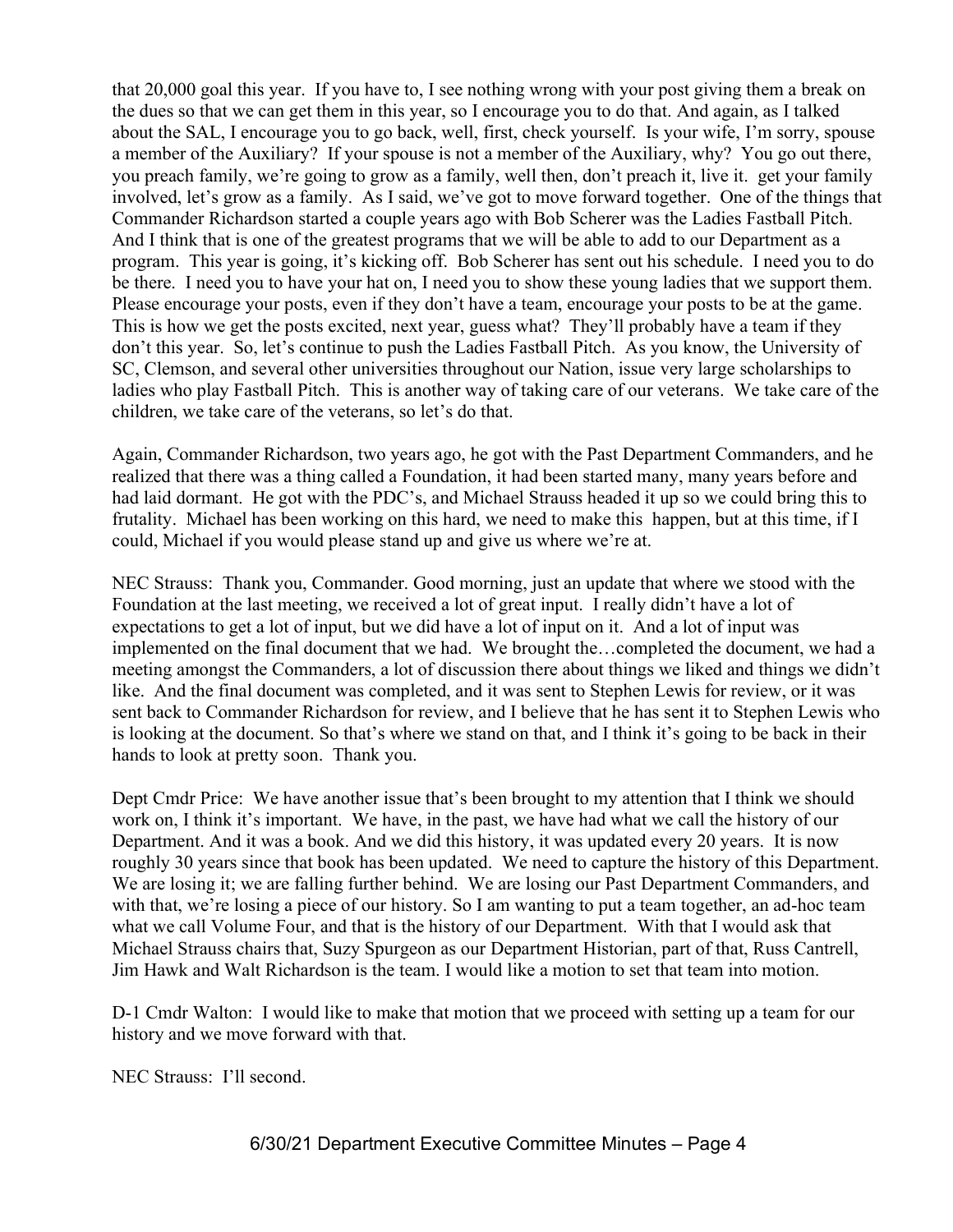that 20,000 goal this year. If you have to, I see nothing wrong with your post giving them a break on the dues so that we can get them in this year, so I encourage you to do that. And again, as I talked about the SAL, I encourage you to go back, well, first, check yourself. Is your wife, I'm sorry, spouse a member of the Auxiliary? If your spouse is not a member of the Auxiliary, why? You go out there, you preach family, we're going to grow as a family, well then, don't preach it, live it. get your family involved, let's grow as a family. As I said, we've got to move forward together. One of the things that Commander Richardson started a couple years ago with Bob Scherer was the Ladies Fastball Pitch. And I think that is one of the greatest programs that we will be able to add to our Department as a program. This year is going, it's kicking off. Bob Scherer has sent out his schedule. I need you to do be there. I need you to have your hat on, I need you to show these young ladies that we support them. Please encourage your posts, even if they don't have a team, encourage your posts to be at the game. This is how we get the posts excited, next year, guess what? They'll probably have a team if they don't this year. So, let's continue to push the Ladies Fastball Pitch. As you know, the University of SC, Clemson, and several other universities throughout our Nation, issue very large scholarships to ladies who play Fastball Pitch. This is another way of taking care of our veterans. We take care of the children, we take care of the veterans, so let's do that.

Again, Commander Richardson, two years ago, he got with the Past Department Commanders, and he realized that there was a thing called a Foundation, it had been started many, many years before and had laid dormant. He got with the PDC's, and Michael Strauss headed it up so we could bring this to frutality. Michael has been working on this hard, we need to make this happen, but at this time, if I could, Michael if you would please stand up and give us where we're at.

NEC Strauss: Thank you, Commander. Good morning, just an update that where we stood with the Foundation at the last meeting, we received a lot of great input. I really didn't have a lot of expectations to get a lot of input, but we did have a lot of input on it. And a lot of input was implemented on the final document that we had. We brought the…completed the document, we had a meeting amongst the Commanders, a lot of discussion there about things we liked and things we didn't like. And the final document was completed, and it was sent to Stephen Lewis for review, or it was sent back to Commander Richardson for review, and I believe that he has sent it to Stephen Lewis who is looking at the document. So that's where we stand on that, and I think it's going to be back in their hands to look at pretty soon. Thank you.

Dept Cmdr Price: We have another issue that's been brought to my attention that I think we should work on, I think it's important. We have, in the past, we have had what we call the history of our Department. And it was a book. And we did this history, it was updated every 20 years. It is now roughly 30 years since that book has been updated. We need to capture the history of this Department. We are losing it; we are falling further behind. We are losing our Past Department Commanders, and with that, we're losing a piece of our history. So I am wanting to put a team together, an ad-hoc team what we call Volume Four, and that is the history of our Department. With that I would ask that Michael Strauss chairs that, Suzy Spurgeon as our Department Historian, part of that, Russ Cantrell, Jim Hawk and Walt Richardson is the team. I would like a motion to set that team into motion.

D-1 Cmdr Walton: I would like to make that motion that we proceed with setting up a team for our history and we move forward with that.

NEC Strauss: I'll second.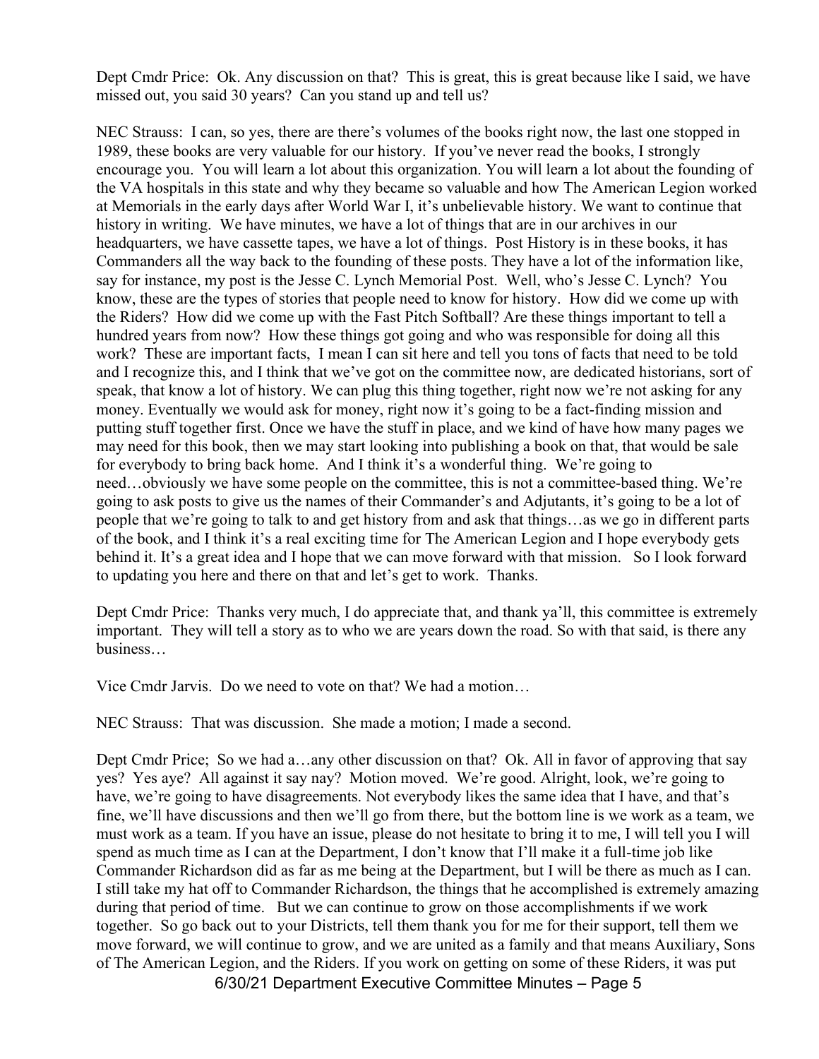Dept Cmdr Price: Ok. Any discussion on that? This is great, this is great because like I said, we have missed out, you said 30 years? Can you stand up and tell us?

NEC Strauss: I can, so yes, there are there's volumes of the books right now, the last one stopped in 1989, these books are very valuable for our history. If you've never read the books, I strongly encourage you. You will learn a lot about this organization. You will learn a lot about the founding of the VA hospitals in this state and why they became so valuable and how The American Legion worked at Memorials in the early days after World War I, it's unbelievable history. We want to continue that history in writing. We have minutes, we have a lot of things that are in our archives in our headquarters, we have cassette tapes, we have a lot of things. Post History is in these books, it has Commanders all the way back to the founding of these posts. They have a lot of the information like, say for instance, my post is the Jesse C. Lynch Memorial Post. Well, who's Jesse C. Lynch? You know, these are the types of stories that people need to know for history. How did we come up with the Riders? How did we come up with the Fast Pitch Softball? Are these things important to tell a hundred years from now? How these things got going and who was responsible for doing all this work? These are important facts, I mean I can sit here and tell you tons of facts that need to be told and I recognize this, and I think that we've got on the committee now, are dedicated historians, sort of speak, that know a lot of history. We can plug this thing together, right now we're not asking for any money. Eventually we would ask for money, right now it's going to be a fact-finding mission and putting stuff together first. Once we have the stuff in place, and we kind of have how many pages we may need for this book, then we may start looking into publishing a book on that, that would be sale for everybody to bring back home. And I think it's a wonderful thing. We're going to need…obviously we have some people on the committee, this is not a committee-based thing. We're going to ask posts to give us the names of their Commander's and Adjutants, it's going to be a lot of people that we're going to talk to and get history from and ask that things…as we go in different parts of the book, and I think it's a real exciting time for The American Legion and I hope everybody gets behind it. It's a great idea and I hope that we can move forward with that mission. So I look forward to updating you here and there on that and let's get to work. Thanks.

Dept Cmdr Price: Thanks very much, I do appreciate that, and thank ya'll, this committee is extremely important. They will tell a story as to who we are years down the road. So with that said, is there any business…

Vice Cmdr Jarvis. Do we need to vote on that? We had a motion…

NEC Strauss: That was discussion. She made a motion; I made a second.

Dept Cmdr Price; So we had a…any other discussion on that? Ok. All in favor of approving that say yes? Yes aye? All against it say nay? Motion moved. We're good. Alright, look, we're going to have, we're going to have disagreements. Not everybody likes the same idea that I have, and that's fine, we'll have discussions and then we'll go from there, but the bottom line is we work as a team, we must work as a team. If you have an issue, please do not hesitate to bring it to me, I will tell you I will spend as much time as I can at the Department, I don't know that I'll make it a full-time job like Commander Richardson did as far as me being at the Department, but I will be there as much as I can. I still take my hat off to Commander Richardson, the things that he accomplished is extremely amazing during that period of time. But we can continue to grow on those accomplishments if we work together. So go back out to your Districts, tell them thank you for me for their support, tell them we move forward, we will continue to grow, and we are united as a family and that means Auxiliary, Sons of The American Legion, and the Riders. If you work on getting on some of these Riders, it was put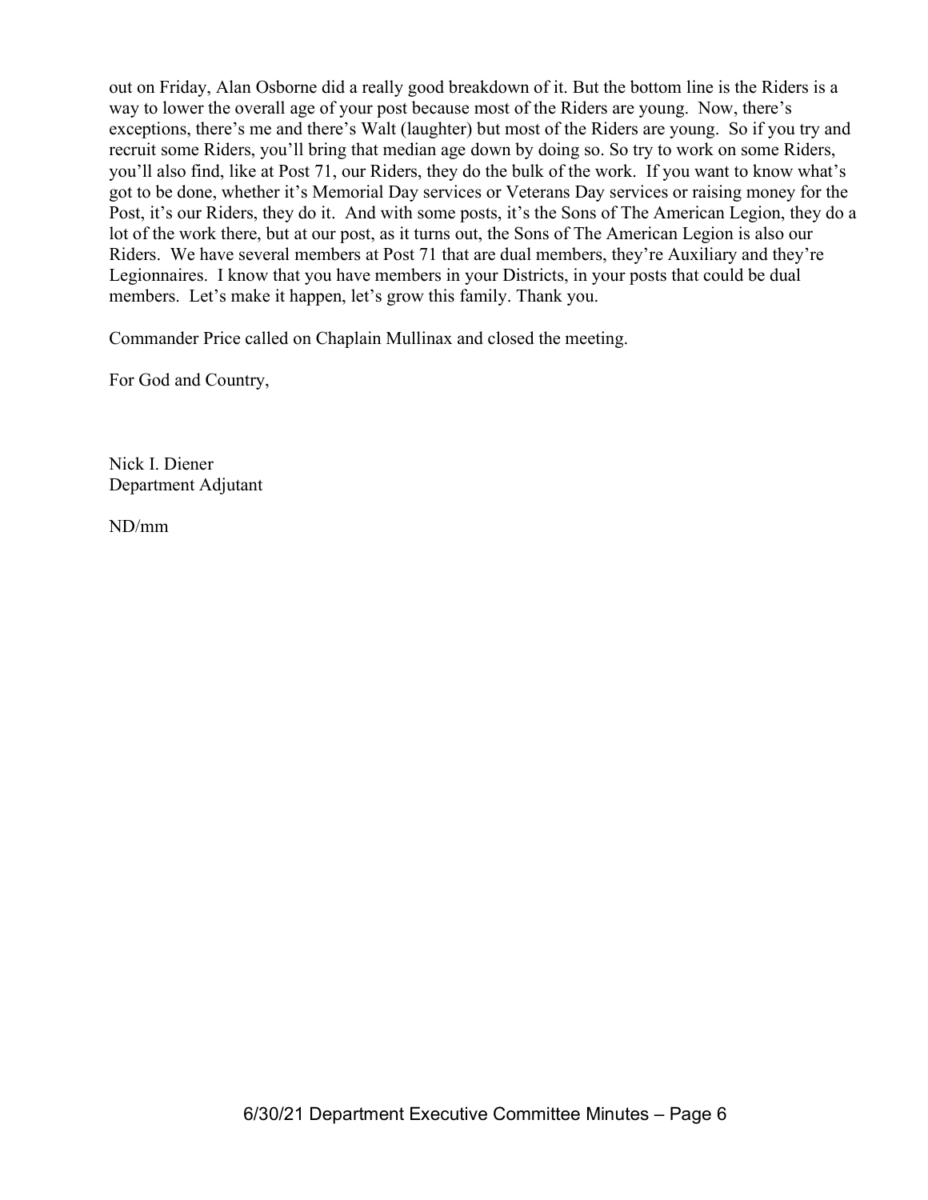out on Friday, Alan Osborne did a really good breakdown of it. But the bottom line is the Riders is a way to lower the overall age of your post because most of the Riders are young. Now, there's exceptions, there's me and there's Walt (laughter) but most of the Riders are young. So if you try and recruit some Riders, you'll bring that median age down by doing so. So try to work on some Riders, you'll also find, like at Post 71, our Riders, they do the bulk of the work. If you want to know what's got to be done, whether it's Memorial Day services or Veterans Day services or raising money for the Post, it's our Riders, they do it. And with some posts, it's the Sons of The American Legion, they do a lot of the work there, but at our post, as it turns out, the Sons of The American Legion is also our Riders. We have several members at Post 71 that are dual members, they're Auxiliary and they're Legionnaires. I know that you have members in your Districts, in your posts that could be dual members. Let's make it happen, let's grow this family. Thank you.

Commander Price called on Chaplain Mullinax and closed the meeting.

For God and Country,

Nick I. Diener
Department Adjutant

ND/mm